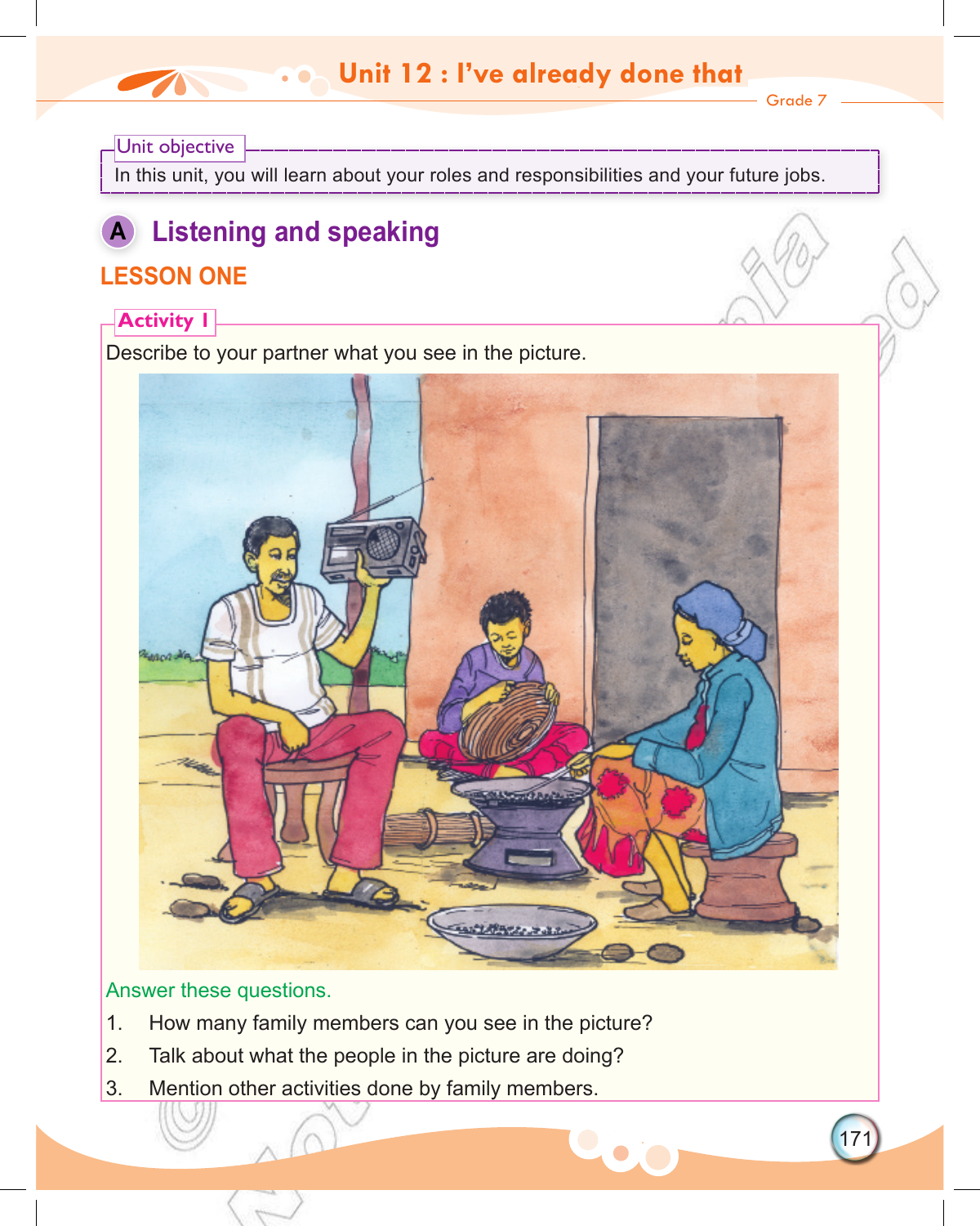# Unit 12 : I've already done that

Grade 7

**Unit objective**

In this unit, you will learn about your roles and responsibilities and your future jobs.

## A Listening and speaking

### LESSON ONE

**Activity 1**

Describe to your partner what you see in the picture.

Answer these questions.

1. How many family members can you see in the picture?
2. Talk about what the people in the picture are doing?
3. Mention other activities done by family members.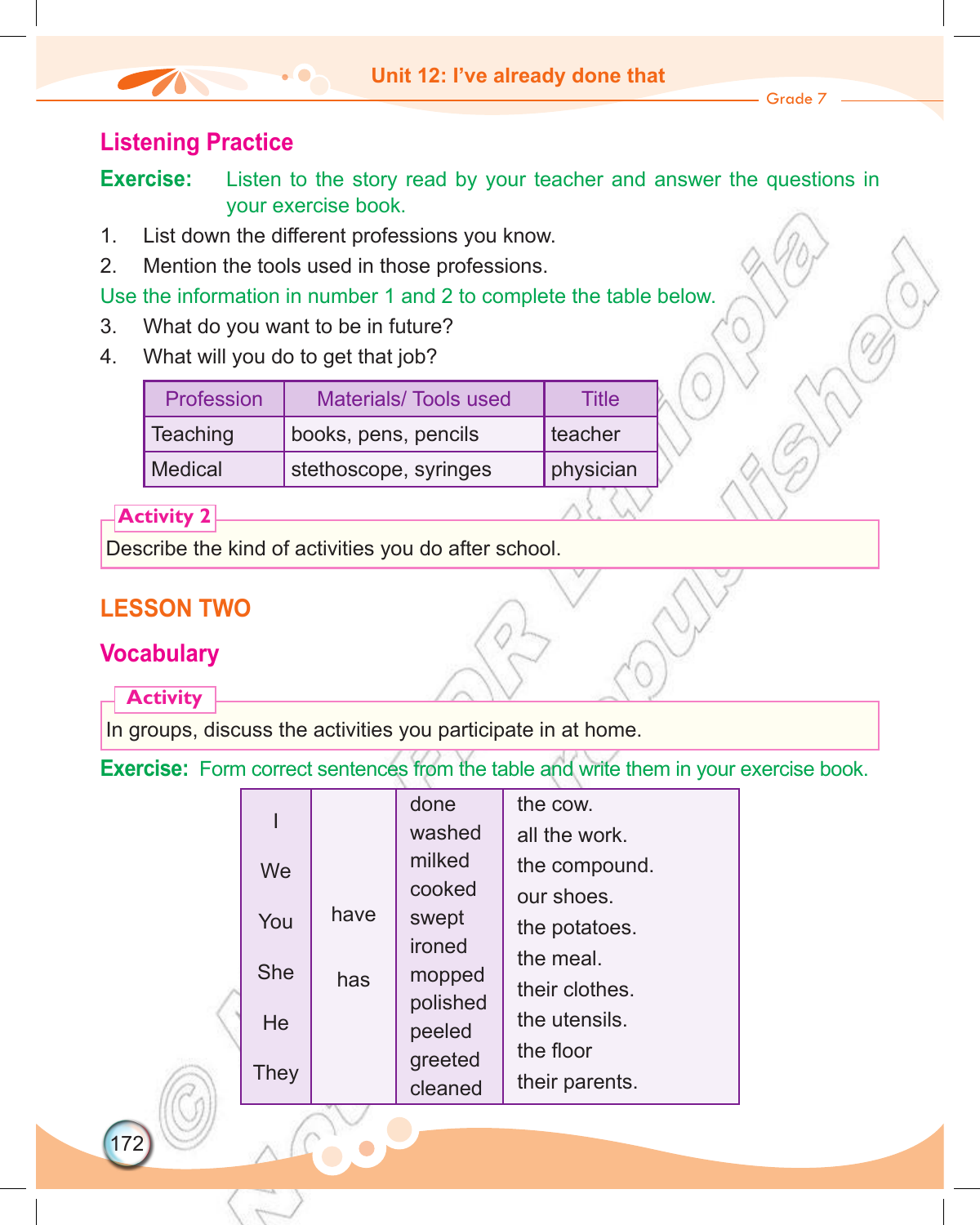## Listening Practice

**Exercise:** Listen to the story read by your teacher and answer the questions in your exercise book.

1. List down the different professions you know.
2. Mention the tools used in those professions.

Use the information in number 1 and 2 to complete the table below.

3. What do you want to be in future?
4. What will you do to get that job?

| Profession | Materials/ Tools used | Title |
|---|---|---|
| Teaching | books, pens, pencils | teacher |
| Medical | stethoscope, syringes | physician |

**Activity 2**

Describe the kind of activities you do after school.

## LESSON TWO

### Vocabulary

**Activity**

In groups, discuss the activities you participate in at home.

**Exercise:** Form correct sentences from the table and write them in your exercise book.

| | | | |
|---|---|---|---|
| I<br>We<br>You<br>She<br>He<br>They | have<br>has | done<br>washed<br>milked<br>cooked<br>swept<br>ironed<br>mopped<br>polished<br>peeled<br>greeted<br>cleaned | the cow.<br>all the work.<br>the compound.<br>our shoes.<br>the potatoes.<br>the meal.<br>their clothes.<br>the utensils.<br>the floor<br>their parents. |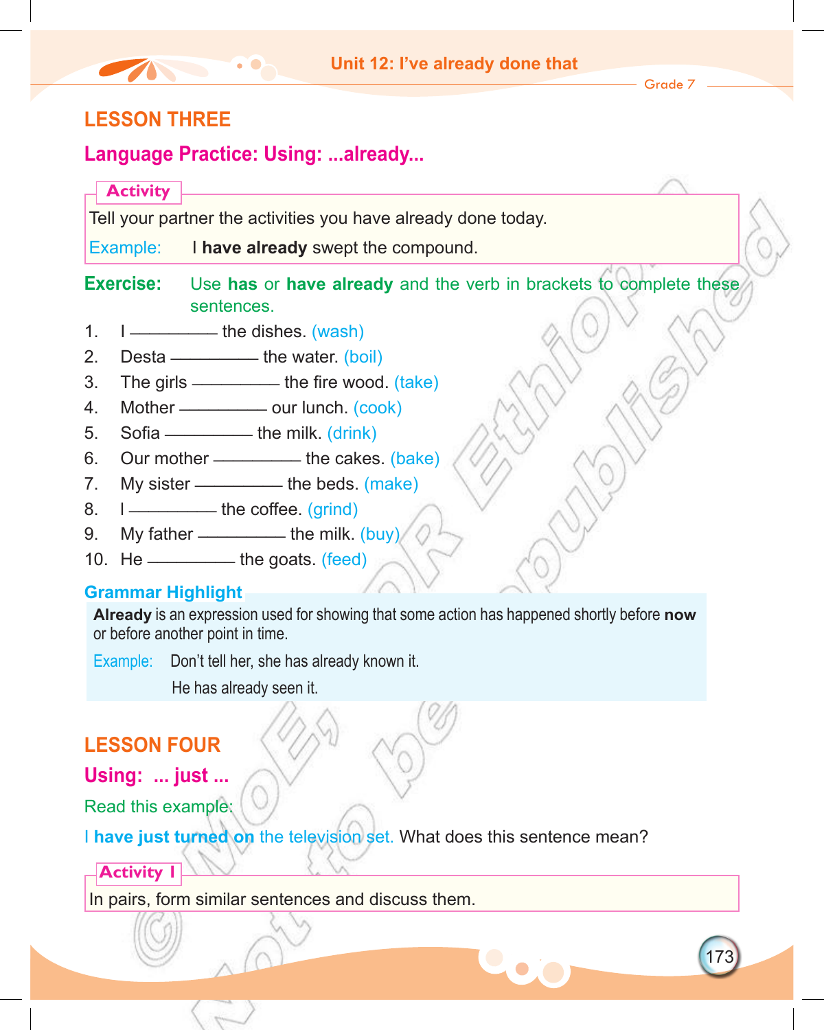## LESSON THREE

### Language Practice: Using: ...already...

**Activity**

Tell your partner the activities you have already done today.

Example: I **have already** swept the compound.

**Exercise:** Use **has** or **have already** and the verb in brackets to complete these sentences.

1. I __________ the dishes. (wash)
2. Desta __________ the water. (boil)
3. The girls __________ the fire wood. (take)
4. Mother __________ our lunch. (cook)
5. Sofia __________ the milk. (drink)
6. Our mother __________ the cakes. (bake)
7. My sister __________ the beds. (make)
8. I __________ the coffee. (grind)
9. My father __________ the milk. (buy)
10. He __________ the goats. (feed)

**Grammar Highlight**

**Already** is an expression used for showing that some action has happened shortly before **now** or before another point in time.

Example: Don't tell her, she has already known it.

He has already seen it.

## LESSON FOUR

### Using: ... just ...

Read this example:

I **have just turned on** the television set. What does this sentence mean?

**Activity I**

In pairs, form similar sentences and discuss them.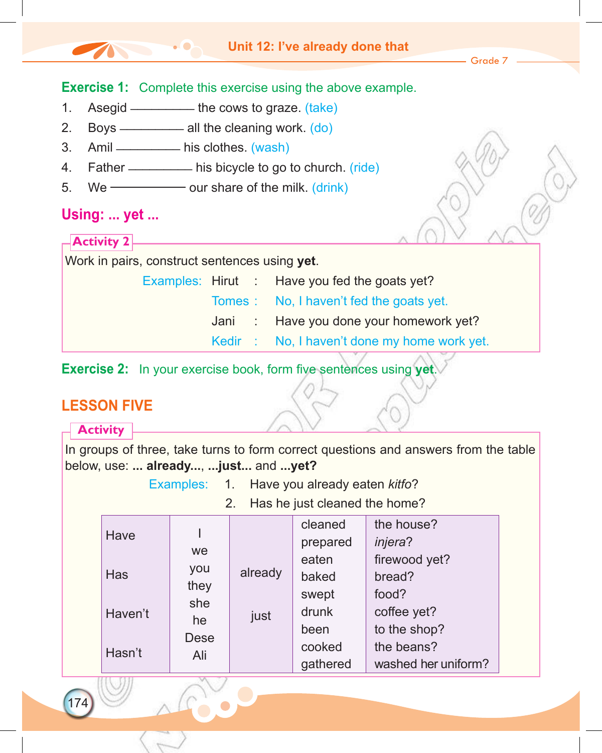**Exercise 1:** Complete this exercise using the above example.

1. Asegid __________ the cows to graze. (take)
2. Boys __________ all the cleaning work. (do)
3. Amil __________ his clothes. (wash)
4. Father __________ his bicycle to go to church. (ride)
5. We __________ our share of the milk. (drink)

## Using: ... yet ...

**Activity 2**

Work in pairs, construct sentences using **yet**.

Examples:

Hirut : Have you fed the goats yet?

Tomes : No, I haven't fed the goats yet.

Jani : Have you done your homework yet?

Kedir : No, I haven't done my home work yet.

**Exercise 2:** In your exercise book, form five sentences using **yet**.

## LESSON FIVE

**Activity**

In groups of three, take turns to form correct questions and answers from the table below, use: **... already...**, **...just...** and **...yet?**

Examples:

1. Have you already eaten *kitfo*?
2. Has he just cleaned the home?

| | | | | |
|---|---|---|---|---|
| Have<br>Has<br>Haven't<br>Hasn't | I<br>we<br>you<br>they<br>she<br>he<br>Dese<br>Ali | already<br>just | cleaned<br>prepared<br>eaten<br>baked<br>swept<br>drunk<br>been<br>cooked<br>gathered | the house?<br>*injera*?<br>firewood yet?<br>bread?<br>food?<br>coffee yet?<br>to the shop?<br>the beans?<br>washed her uniform? |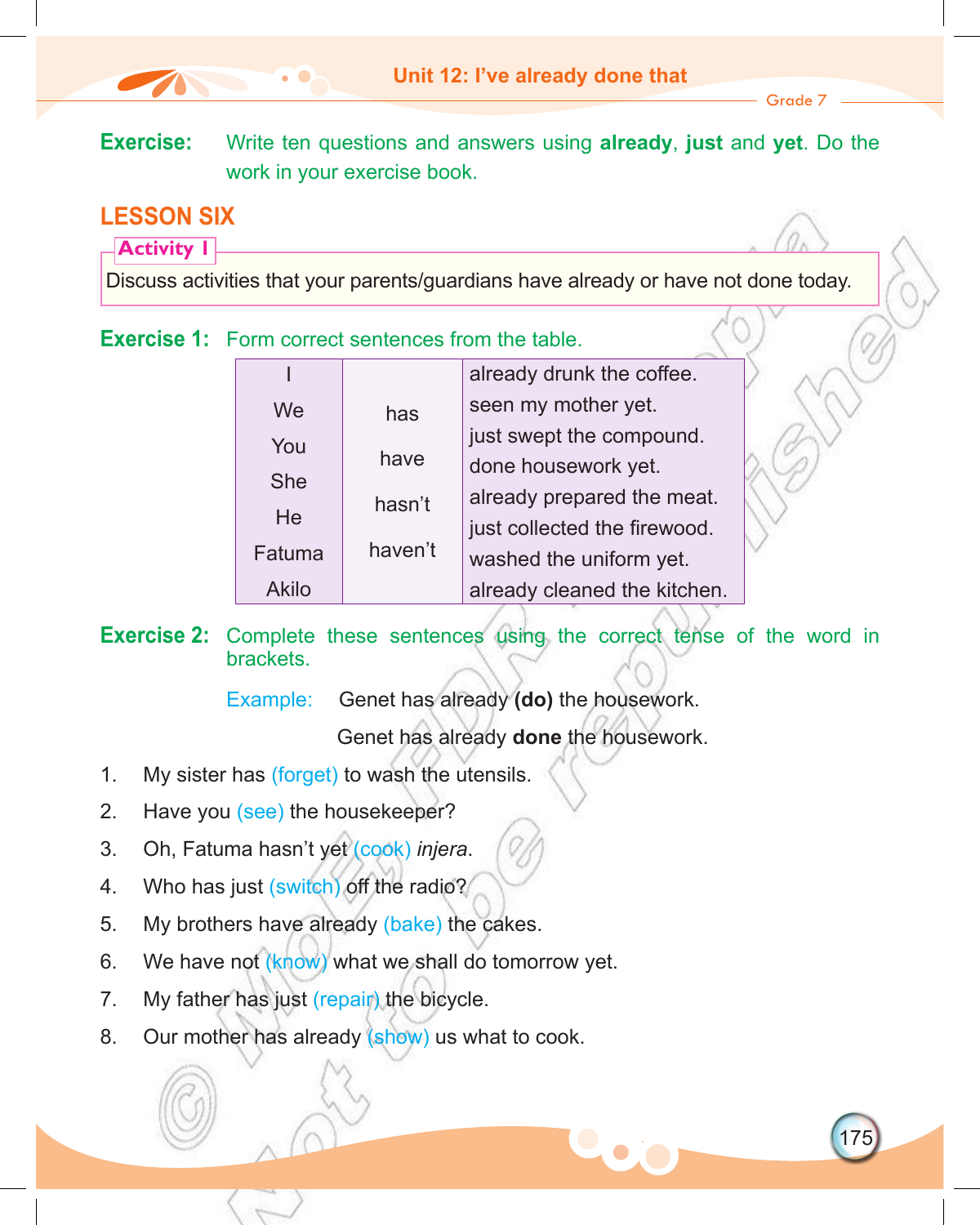**Exercise:** Write ten questions and answers using **already**, **just** and **yet**. Do the work in your exercise book.

## LESSON SIX

**Activity 1**

Discuss activities that your parents/guardians have already or have not done today.

**Exercise 1:** Form correct sentences from the table.

| | | |
|---|---|---|
| I<br>We<br>You<br>She<br>He<br>Fatuma<br>Akilo | has<br>have<br>hasn't<br>haven't | already drunk the coffee.<br>seen my mother yet.<br>just swept the compound.<br>done housework yet.<br>already prepared the meat.<br>just collected the firewood.<br>washed the uniform yet.<br>already cleaned the kitchen. |

**Exercise 2:** Complete these sentences using the correct tense of the word in brackets.

Example: Genet has already **(do)** the housework.

Genet has already **done** the housework.

1. My sister has (forget) to wash the utensils.
2. Have you (see) the housekeeper?
3. Oh, Fatuma hasn't yet (cook) *injera*.
4. Who has just (switch) off the radio?
5. My brothers have already (bake) the cakes.
6. We have not (know) what we shall do tomorrow yet.
7. My father has just (repair) the bicycle.
8. Our mother has already (show) us what to cook.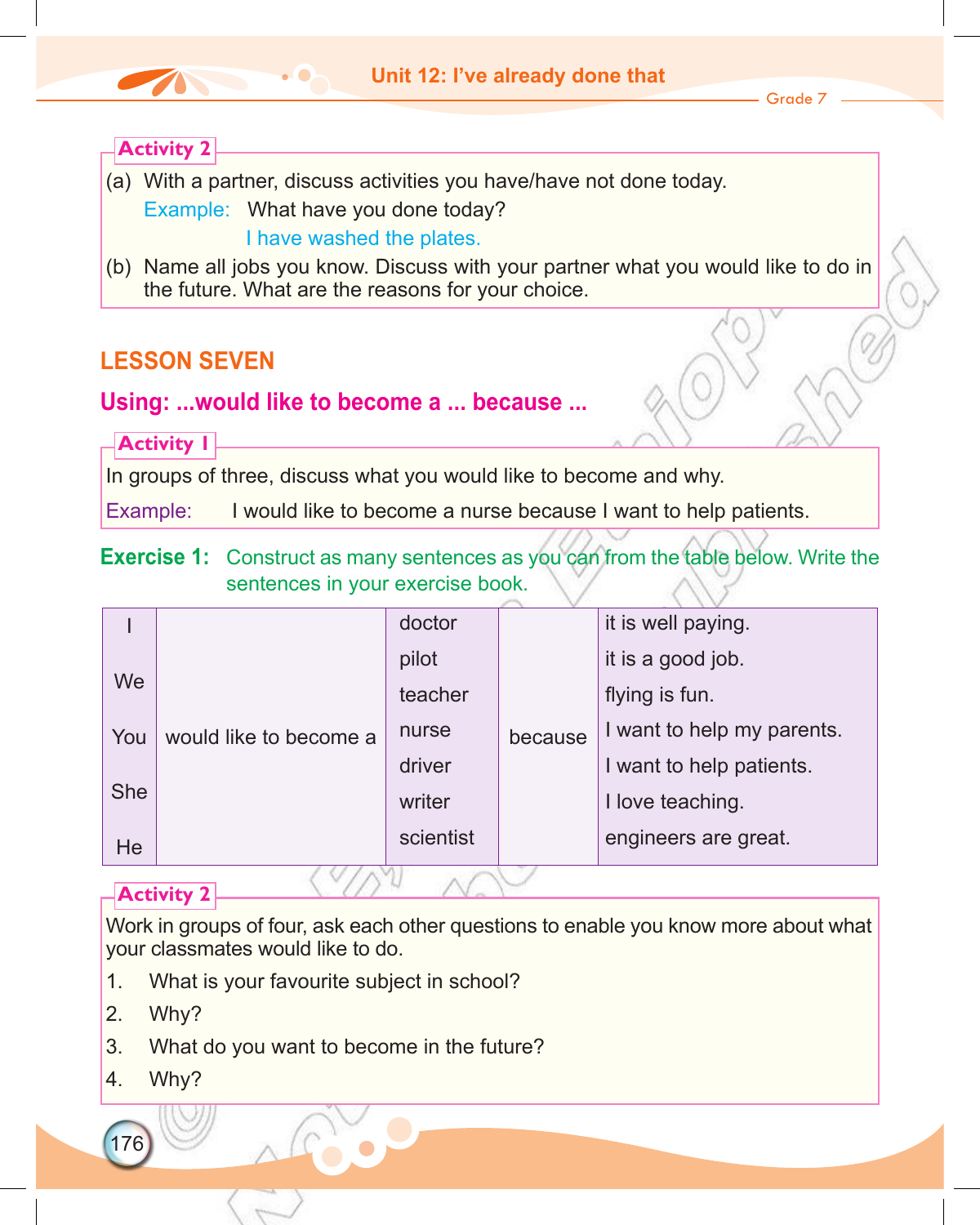**Activity 2**

(a) With a partner, discuss activities you have/have not done today.

Example: What have you done today?

I have washed the plates.

(b) Name all jobs you know. Discuss with your partner what you would like to do in the future. What are the reasons for your choice.

## LESSON SEVEN

### Using: ...would like to become a ... because ...

**Activity 1**

In groups of three, discuss what you would like to become and why.

Example: I would like to become a nurse because I want to help patients.

**Exercise 1:** Construct as many sentences as you can from the table below. Write the sentences in your exercise book.

| | | | | |
|---|---|---|---|---|
| I<br>We<br>You<br>She<br>He | would like to become a | doctor<br>pilot<br>teacher<br>nurse<br>driver<br>writer<br>scientist | because | it is well paying.<br>it is a good job.<br>flying is fun.<br>I want to help my parents.<br>I want to help patients.<br>I love teaching.<br>engineers are great. |

**Activity 2**

Work in groups of four, ask each other questions to enable you know more about what your classmates would like to do.

1. What is your favourite subject in school?
2. Why?
3. What do you want to become in the future?
4. Why?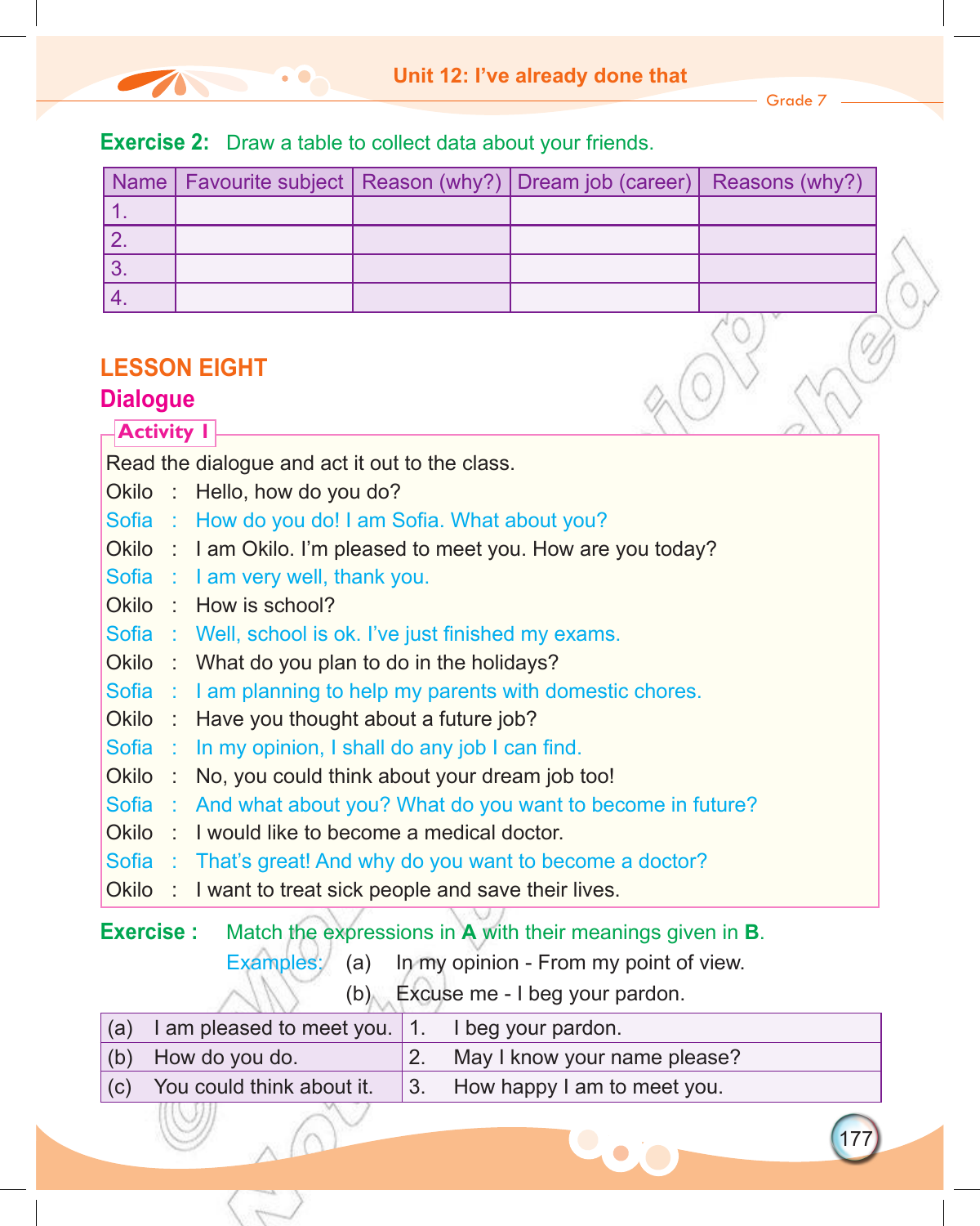**Exercise 2:** Draw a table to collect data about your friends.

| Name | Favourite subject | Reason (why?) | Dream job (career) | Reasons (why?) |
|---|---|---|---|---|
| 1. | | | | |
| 2. | | | | |
| 3. | | | | |
| 4. | | | | |

## LESSON EIGHT

### Dialogue

**Activity 1**

Read the dialogue and act it out to the class.

Okilo : Hello, how do you do?

Sofia : How do you do! I am Sofia. What about you?

Okilo : I am Okilo. I'm pleased to meet you. How are you today?

Sofia : I am very well, thank you.

Okilo : How is school?

Sofia : Well, school is ok. I've just finished my exams.

Okilo : What do you plan to do in the holidays?

Sofia : I am planning to help my parents with domestic chores.

Okilo : Have you thought about a future job?

Sofia : In my opinion, I shall do any job I can find.

Okilo : No, you could think about your dream job too!

Sofia : And what about you? What do you want to become in future?

Okilo : I would like to become a medical doctor.

Sofia : That's great! And why do you want to become a doctor?

Okilo : I want to treat sick people and save their lives.

**Exercise :** Match the expressions in **A** with their meanings given in **B**.

Examples: (a) In my opinion - From my point of view.

(b) Excuse me - I beg your pardon.

| | |
|---|---|
| (a) I am pleased to meet you. | 1. I beg your pardon. |
| (b) How do you do. | 2. May I know your name please? |
| (c) You could think about it. | 3. How happy I am to meet you. |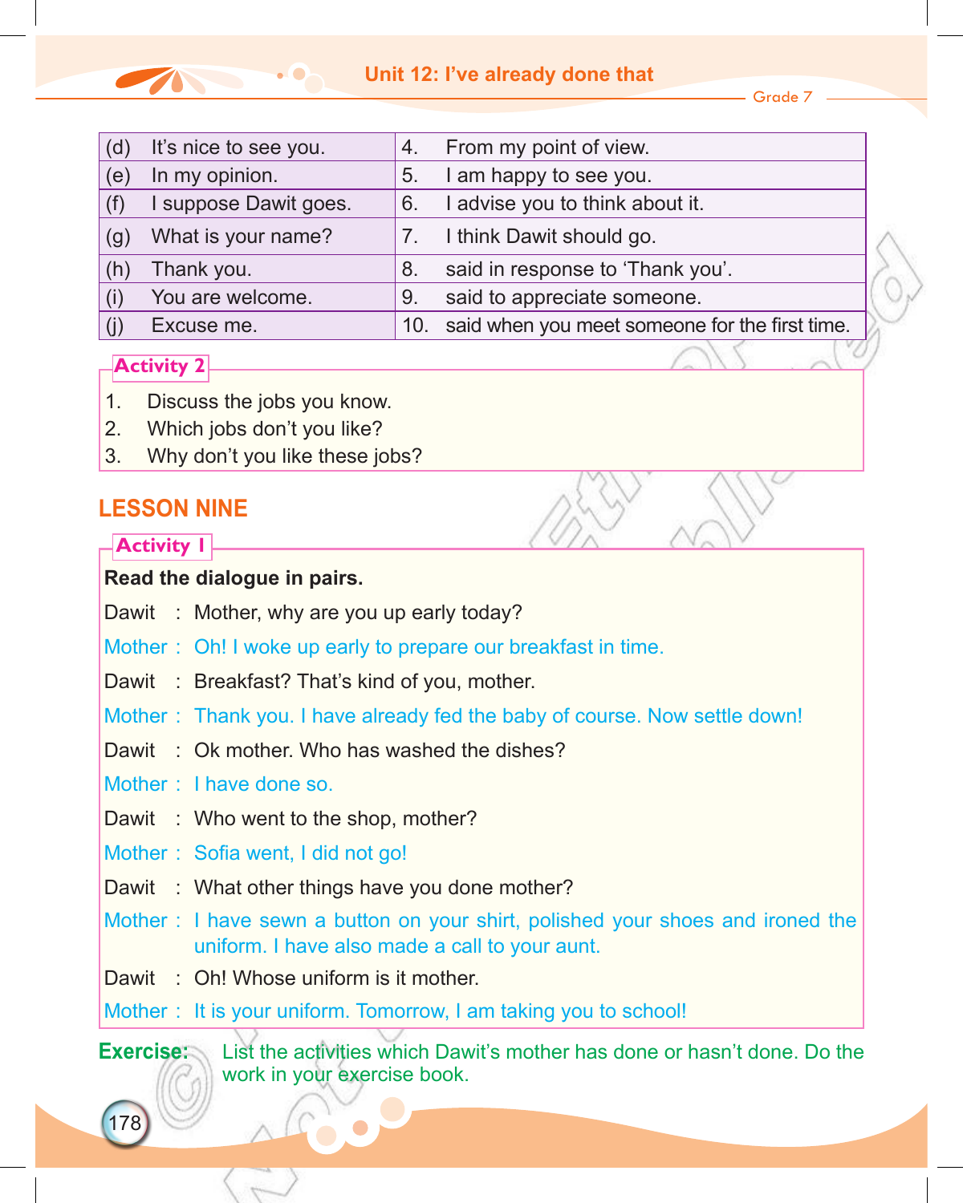| | | | |
|---|---|---|---|
| (d) | It's nice to see you. | 4. | From my point of view. |
| (e) | In my opinion. | 5. | I am happy to see you. |
| (f) | I suppose Dawit goes. | 6. | I advise you to think about it. |
| (g) | What is your name? | 7. | I think Dawit should go. |
| (h) | Thank you. | 8. | said in response to 'Thank you'. |
| (i) | You are welcome. | 9. | said to appreciate someone. |
| (j) | Excuse me. | 10. | said when you meet someone for the first time. |

**Activity 2**

1. Discuss the jobs you know.
2. Which jobs don't you like?
3. Why don't you like these jobs?

## LESSON NINE

**Activity 1**

**Read the dialogue in pairs.**

Dawit : Mother, why are you up early today?

Mother : Oh! I woke up early to prepare our breakfast in time.

Dawit : Breakfast? That's kind of you, mother.

Mother : Thank you. I have already fed the baby of course. Now settle down!

Dawit : Ok mother. Who has washed the dishes?

Mother : I have done so.

Dawit : Who went to the shop, mother?

Mother : Sofia went, I did not go!

Dawit : What other things have you done mother?

Mother : I have sewn a button on your shirt, polished your shoes and ironed the uniform. I have also made a call to your aunt.

Dawit : Oh! Whose uniform is it mother.

Mother : It is your uniform. Tomorrow, I am taking you to school!

**Exercise:** List the activities which Dawit's mother has done or hasn't done. Do the work in your exercise book.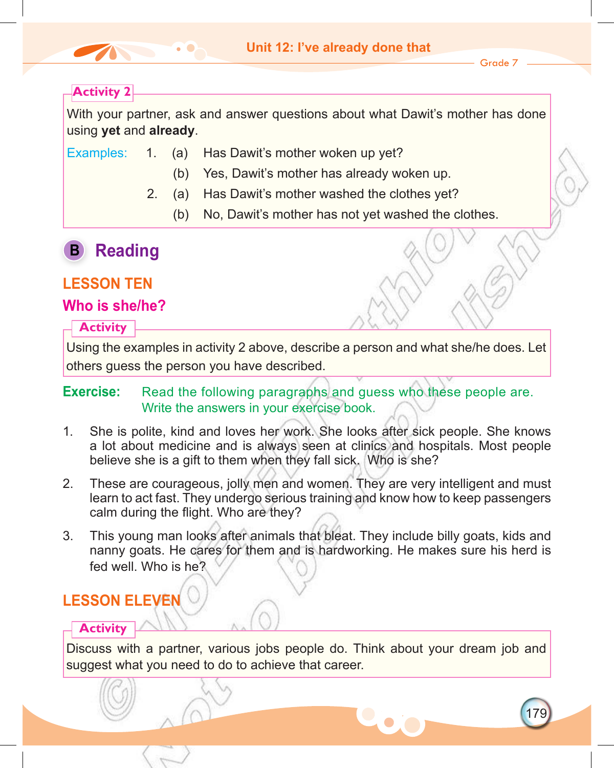### Activity 2

With your partner, ask and answer questions about what Dawit's mother has done using **yet** and **already**.

Examples:

1. (a) Has Dawit's mother woken up yet?
   (b) Yes, Dawit's mother has already woken up.
2. (a) Has Dawit's mother washed the clothes yet?
   (b) No, Dawit's mother has not yet washed the clothes.

## B Reading

### LESSON TEN

### Who is she/he?

#### Activity

Using the examples in activity 2 above, describe a person and what she/he does. Let others guess the person you have described.

**Exercise:** Read the following paragraphs and guess who these people are. Write the answers in your exercise book.

1. She is polite, kind and loves her work. She looks after sick people. She knows a lot about medicine and is always seen at clinics and hospitals. Most people believe she is a gift to them when they fall sick. Who is she?
2. These are courageous, jolly men and women. They are very intelligent and must learn to act fast. They undergo serious training and know how to keep passengers calm during the flight. Who are they?
3. This young man looks after animals that bleat. They include billy goats, kids and nanny goats. He cares for them and is hardworking. He makes sure his herd is fed well. Who is he?

### LESSON ELEVEN

#### Activity

Discuss with a partner, various jobs people do. Think about your dream job and suggest what you need to do to achieve that career.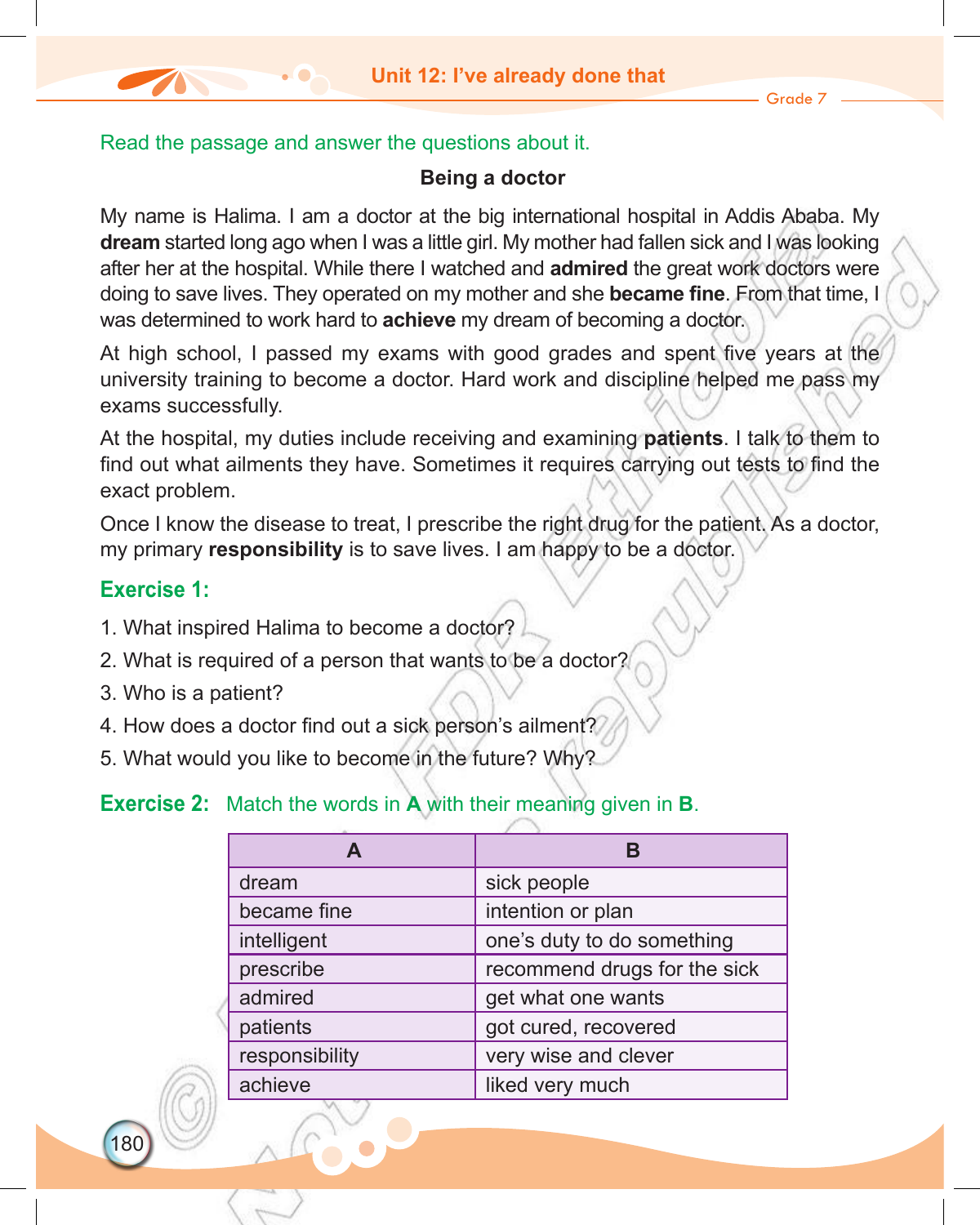Read the passage and answer the questions about it.

## Being a doctor

My name is Halima. I am a doctor at the big international hospital in Addis Ababa. My **dream** started long ago when I was a little girl. My mother had fallen sick and I was looking after her at the hospital. While there I watched and **admired** the great work doctors were doing to save lives. They operated on my mother and she **became fine**. From that time, I was determined to work hard to **achieve** my dream of becoming a doctor.

At high school, I passed my exams with good grades and spent five years at the university training to become a doctor. Hard work and discipline helped me pass my exams successfully.

At the hospital, my duties include receiving and examining **patients**. I talk to them to find out what ailments they have. Sometimes it requires carrying out tests to find the exact problem.

Once I know the disease to treat, I prescribe the right drug for the patient. As a doctor, my primary **responsibility** is to save lives. I am happy to be a doctor.

### Exercise 1:

1. What inspired Halima to become a doctor?
2. What is required of a person that wants to be a doctor?
3. Who is a patient?
4. How does a doctor find out a sick person's ailment?
5. What would you like to become in the future? Why?

### Exercise 2: Match the words in **A** with their meaning given in **B**.

| A | B |
|---|---|
| dream | sick people |
| became fine | intention or plan |
| intelligent | one's duty to do something |
| prescribe | recommend drugs for the sick |
| admired | get what one wants |
| patients | got cured, recovered |
| responsibility | very wise and clever |
| achieve | liked very much |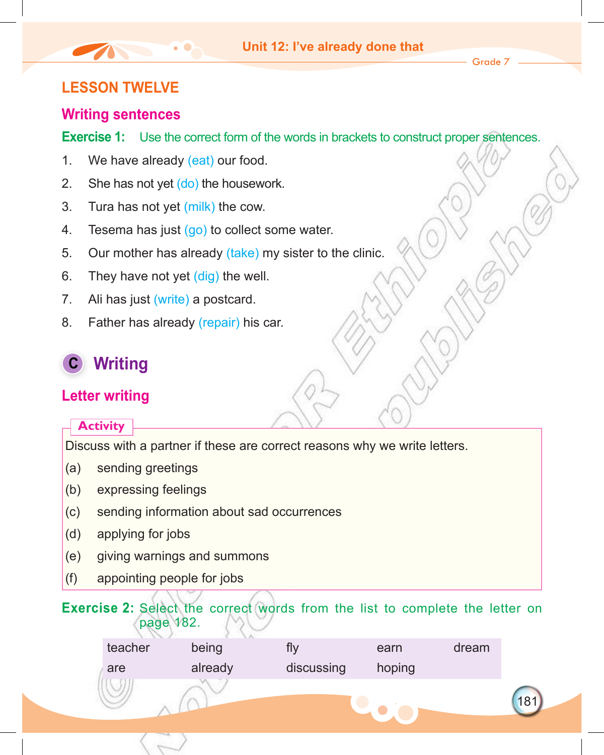## LESSON TWELVE

### Writing sentences

**Exercise 1:** Use the correct form of the words in brackets to construct proper sentences.

1. We have already (eat) our food.
2. She has not yet (do) the housework.
3. Tura has not yet (milk) the cow.
4. Tesema has just (go) to collect some water.
5. Our mother has already (take) my sister to the clinic.
6. They have not yet (dig) the well.
7. Ali has just (write) a postcard.
8. Father has already (repair) his car.

## C Writing

### Letter writing

**Activity**

Discuss with a partner if these are correct reasons why we write letters.

(a) sending greetings

(b) expressing feelings

(c) sending information about sad occurrences

(d) applying for jobs

(e) giving warnings and summons

(f) appointing people for jobs

**Exercise 2:** Select the correct words from the list to complete the letter on page 182.

| teacher | being | fly | earn | dream |
|---|---|---|---|---|
| are | already | discussing | hoping | |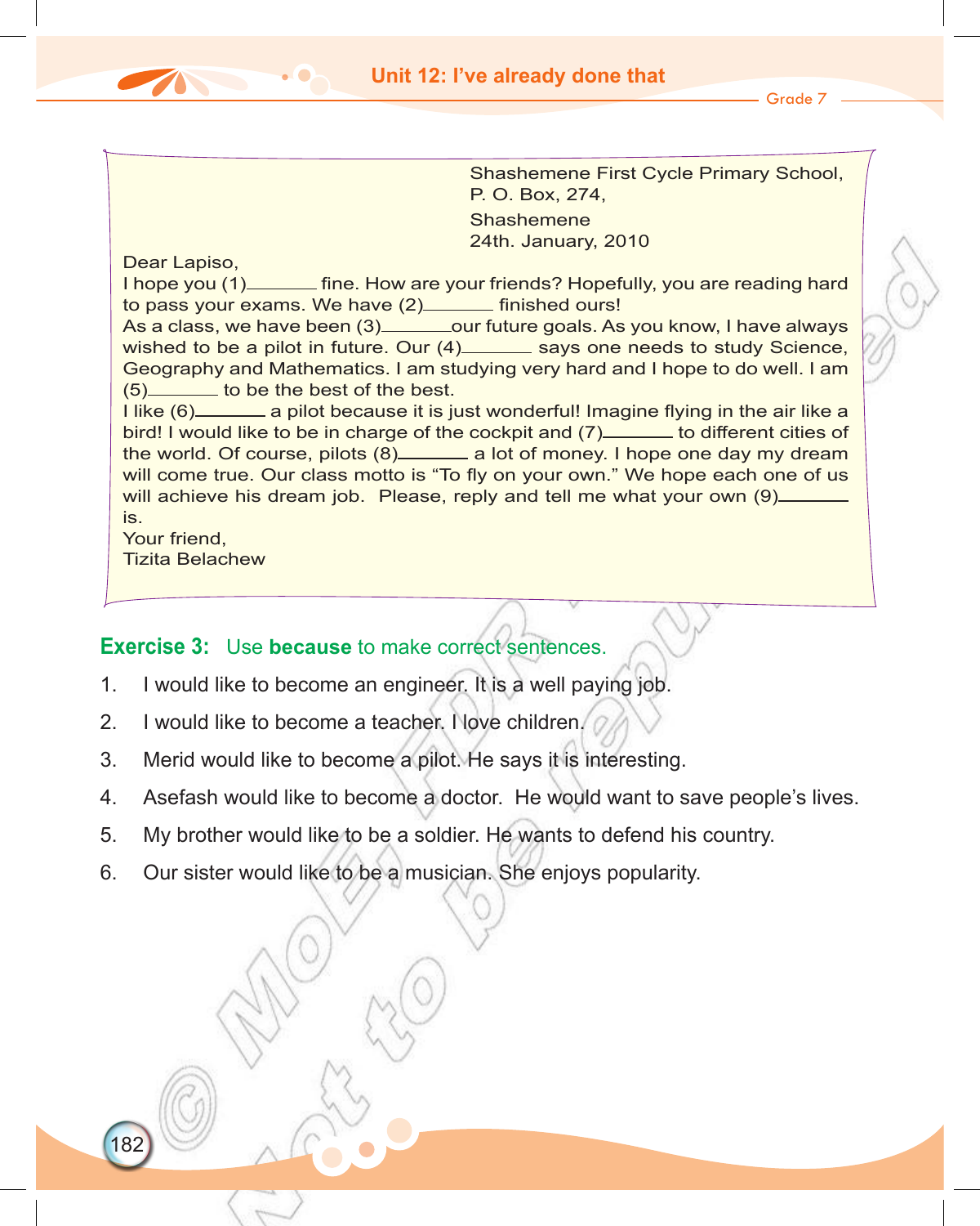Shashemene First Cycle Primary School,
P. O. Box, 274,
Shashemene
24th. January, 2010

Dear Lapiso,

I hope you (1)_______ fine. How are your friends? Hopefully, you are reading hard to pass your exams. We have (2)_______ finished ours!

As a class, we have been (3)_______our future goals. As you know, I have always wished to be a pilot in future. Our (4)_______ says one needs to study Science, Geography and Mathematics. I am studying very hard and I hope to do well. I am (5)_______ to be the best of the best.

I like (6)_______ a pilot because it is just wonderful! Imagine flying in the air like a bird! I would like to be in charge of the cockpit and (7)_______ to different cities of the world. Of course, pilots (8)_______ a lot of money. I hope one day my dream will come true. Our class motto is "To fly on your own." We hope each one of us will achieve his dream job. Please, reply and tell me what your own (9)_______ is.

Your friend,
Tizita Belachew

**Exercise 3:** Use **because** to make correct sentences.

1. I would like to become an engineer. It is a well paying job.
2. I would like to become a teacher. I love children.
3. Merid would like to become a pilot. He says it is interesting.
4. Asefash would like to become a doctor. He would want to save people's lives.
5. My brother would like to be a soldier. He wants to defend his country.
6. Our sister would like to be a musician. She enjoys popularity.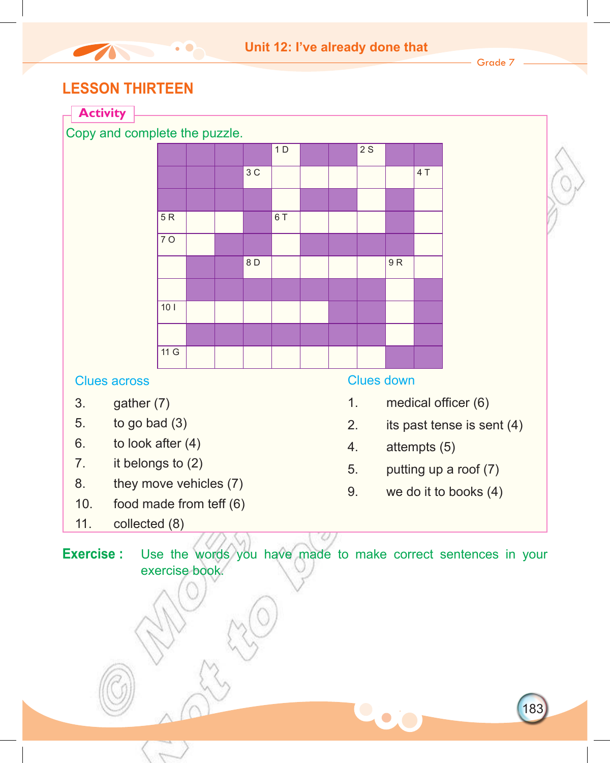## LESSON THIRTEEN

**Activity**

Copy and complete the puzzle.

| | | | | | | | | | |
|---|---|---|---|---|---|---|---|---|---|
| ■ | ■ | ■ | ■ | 1 D | ■ | ■ | 2 S | ■ | ■ |
| ■ | ■ | ■ | 3 C | | | | | | 4 T |
| ■ | ■ | ■ | ■ | | ■ | ■ | | ■ | |
| 5 R | | | ■ | 6 T | | | | ■ | |
| 7 O | | ■ | ■ | | ■ | ■ | ■ | ■ | |
| | ■ | ■ | 8 D | | | | | 9 R | |
| | ■ | ■ | ■ | ■ | ■ | ■ | ■ | | ■ |
| 10 I | | | | | | ■ | ■ | | ■ |
| | ■ | ■ | ■ | ■ | ■ | ■ | ■ | | ■ |
| 11 G | | | | | | | | ■ | ■ |

**Clues across**

3. gather (7)
5. to go bad (3)
6. to look after (4)
7. it belongs to (2)
8. they move vehicles (7)
10. food made from teff (6)
11. collected (8)

**Clues down**

1. medical officer (6)
2. its past tense is sent (4)
4. attempts (5)
5. putting up a roof (7)
9. we do it to books (4)

**Exercise :** Use the words you have made to make correct sentences in your exercise book.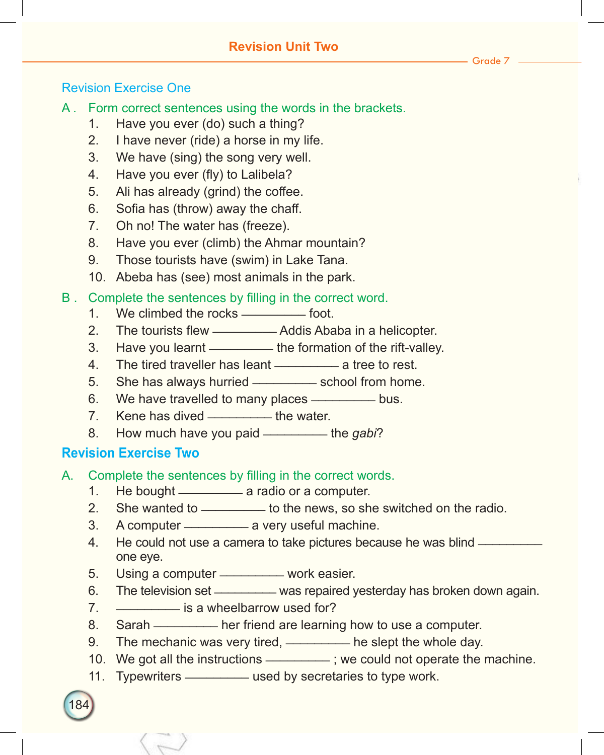# Revision Unit Two

## Revision Exercise One

**A .** Form correct sentences using the words in the brackets.

1. Have you ever (do) such a thing?
2. I have never (ride) a horse in my life.
3. We have (sing) the song very well.
4. Have you ever (fly) to Lalibela?
5. Ali has already (grind) the coffee.
6. Sofia has (throw) away the chaff.
7. Oh no! The water has (freeze).
8. Have you ever (climb) the Ahmar mountain?
9. Those tourists have (swim) in Lake Tana.
10. Abeba has (see) most animals in the park.

**B .** Complete the sentences by filling in the correct word.

1. We climbed the rocks __________ foot.
2. The tourists flew __________ Addis Ababa in a helicopter.
3. Have you learnt __________ the formation of the rift-valley.
4. The tired traveller has leant __________ a tree to rest.
5. She has always hurried __________ school from home.
6. We have travelled to many places __________ bus.
7. Kene has dived __________ the water.
8. How much have you paid __________ the *gabi*?

## Revision Exercise Two

**A.** Complete the sentences by filling in the correct words.

1. He bought __________ a radio or a computer.
2. She wanted to __________ to the news, so she switched on the radio.
3. A computer __________ a very useful machine.
4. He could not use a camera to take pictures because he was blind __________ one eye.
5. Using a computer __________ work easier.
6. The television set __________ was repaired yesterday has broken down again.
7. __________ is a wheelbarrow used for?
8. Sarah __________ her friend are learning how to use a computer.
9. The mechanic was very tired, __________ he slept the whole day.
10. We got all the instructions __________ ; we could not operate the machine.
11. Typewriters __________ used by secretaries to type work.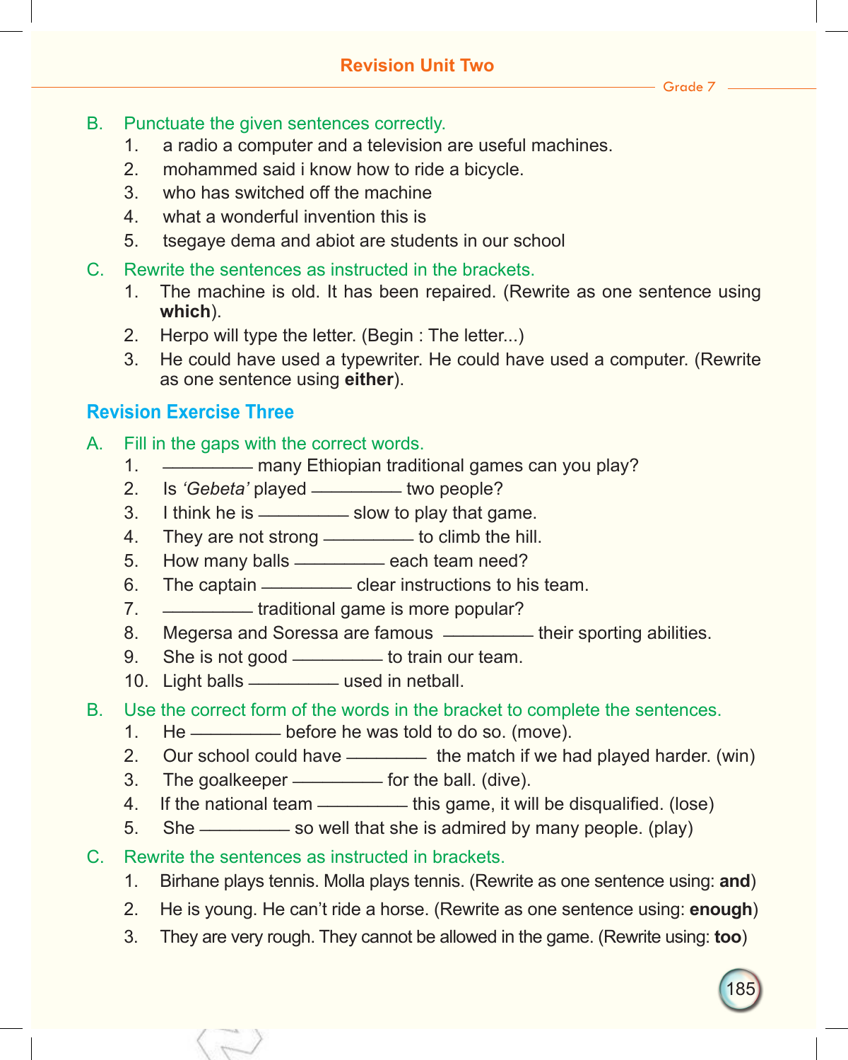## Revision Unit Two

B. Punctuate the given sentences correctly.

1. a radio a computer and a television are useful machines.
2. mohammed said i know how to ride a bicycle.
3. who has switched off the machine
4. what a wonderful invention this is
5. tsegaye dema and abiot are students in our school

C. Rewrite the sentences as instructed in the brackets.

1. The machine is old. It has been repaired. (Rewrite as one sentence using **which**).
2. Herpo will type the letter. (Begin : The letter...)
3. He could have used a typewriter. He could have used a computer. (Rewrite as one sentence using **either**).

## Revision Exercise Three

A. Fill in the gaps with the correct words.

1. __________ many Ethiopian traditional games can you play?
2. Is *'Gebeta'* played __________ two people?
3. I think he is __________ slow to play that game.
4. They are not strong __________ to climb the hill.
5. How many balls __________ each team need?
6. The captain __________ clear instructions to his team.
7. __________ traditional game is more popular?
8. Megersa and Soressa are famous __________ their sporting abilities.
9. She is not good __________ to train our team.
10. Light balls __________ used in netball.

B. Use the correct form of the words in the bracket to complete the sentences.

1. He __________ before he was told to do so. (move).
2. Our school could have __________ the match if we had played harder. (win)
3. The goalkeeper __________ for the ball. (dive).
4. If the national team __________ this game, it will be disqualified. (lose)
5. She __________ so well that she is admired by many people. (play)

C. Rewrite the sentences as instructed in brackets.

1. Birhane plays tennis. Molla plays tennis. (Rewrite as one sentence using: **and**)
2. He is young. He can't ride a horse. (Rewrite as one sentence using: **enough**)
3. They are very rough. They cannot be allowed in the game. (Rewrite using: **too**)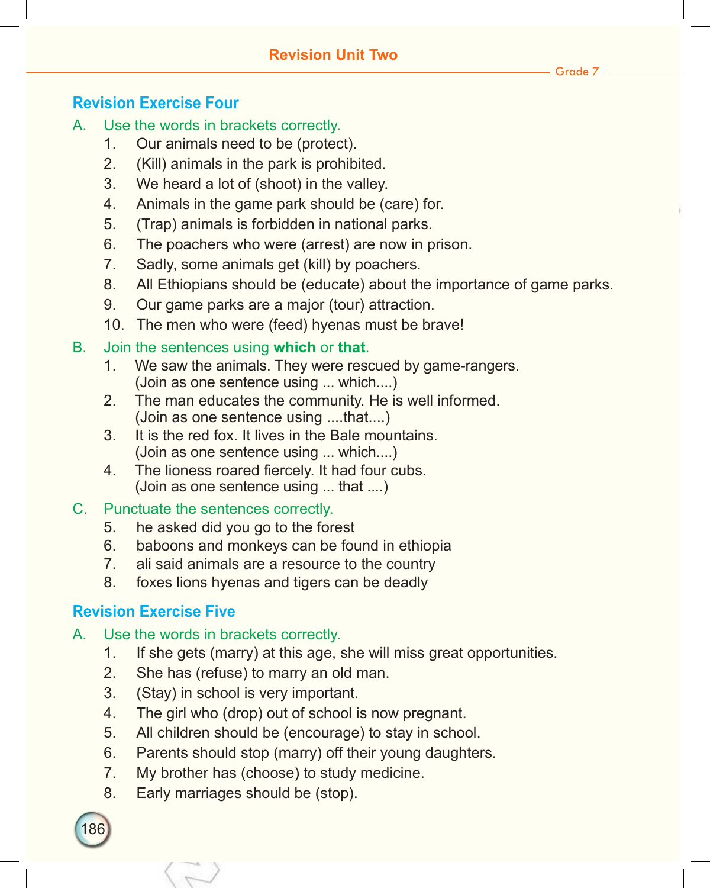# Revision Unit Two

## Revision Exercise Four

A. Use the words in brackets correctly.

1. Our animals need to be (protect).
2. (Kill) animals in the park is prohibited.
3. We heard a lot of (shoot) in the valley.
4. Animals in the game park should be (care) for.
5. (Trap) animals is forbidden in national parks.
6. The poachers who were (arrest) are now in prison.
7. Sadly, some animals get (kill) by poachers.
8. All Ethiopians should be (educate) about the importance of game parks.
9. Our game parks are a major (tour) attraction.
10. The men who were (feed) hyenas must be brave!

B. Join the sentences using **which** or **that**.

1. We saw the animals. They were rescued by game-rangers.
   (Join as one sentence using ... which....)
2. The man educates the community. He is well informed.
   (Join as one sentence using ....that....)
3. It is the red fox. It lives in the Bale mountains.
   (Join as one sentence using ... which....)
4. The lioness roared fiercely. It had four cubs.
   (Join as one sentence using ... that ....)

C. Punctuate the sentences correctly.

5. he asked did you go to the forest
6. baboons and monkeys can be found in ethiopia
7. ali said animals are a resource to the country
8. foxes lions hyenas and tigers can be deadly

## Revision Exercise Five

A. Use the words in brackets correctly.

1. If she gets (marry) at this age, she will miss great opportunities.
2. She has (refuse) to marry an old man.
3. (Stay) in school is very important.
4. The girl who (drop) out of school is now pregnant.
5. All children should be (encourage) to stay in school.
6. Parents should stop (marry) off their young daughters.
7. My brother has (choose) to study medicine.
8. Early marriages should be (stop).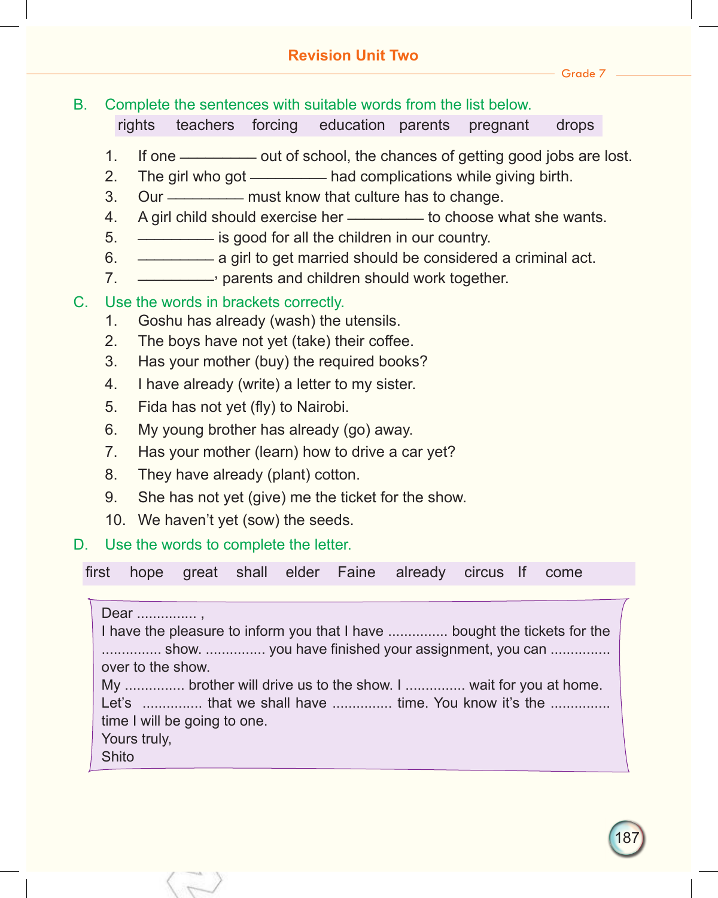## Revision Unit Two

**B.** Complete the sentences with suitable words from the list below.

rights   teachers   forcing   education   parents   pregnant   drops

1. If one __________ out of school, the chances of getting good jobs are lost.
2. The girl who got __________ had complications while giving birth.
3. Our __________ must know that culture has to change.
4. A girl child should exercise her __________ to choose what she wants.
5. __________ is good for all the children in our country.
6. __________ a girl to get married should be considered a criminal act.
7. __________, parents and children should work together.

**C.** Use the words in brackets correctly.

1. Goshu has already (wash) the utensils.
2. The boys have not yet (take) their coffee.
3. Has your mother (buy) the required books?
4. I have already (write) a letter to my sister.
5. Fida has not yet (fly) to Nairobi.
6. My young brother has already (go) away.
7. Has your mother (learn) how to drive a car yet?
8. They have already (plant) cotton.
9. She has not yet (give) me the ticket for the show.
10. We haven't yet (sow) the seeds.

**D.** Use the words to complete the letter.

first   hope   great   shall   elder   Faine   already   circus   If   come

Dear ............... ,

I have the pleasure to inform you that I have ............... bought the tickets for the ............... show. ............... you have finished your assignment, you can ............... over to the show.

My ............... brother will drive us to the show. I ............... wait for you at home. Let's ............... that we shall have ............... time. You know it's the ............... time I will be going to one.

Yours truly,

Shito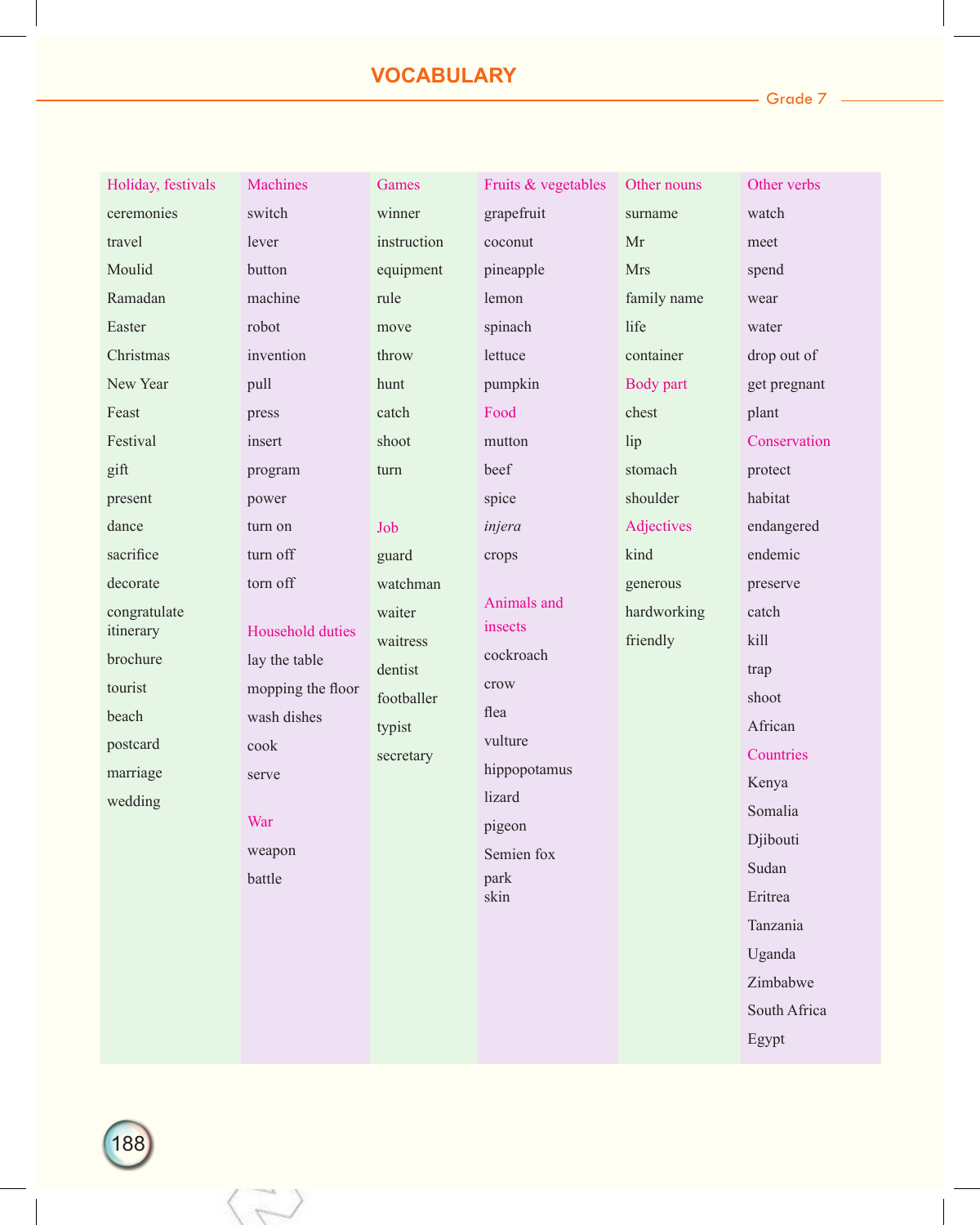# VOCABULARY

| Holiday, festivals | Machines | Games | Fruits & vegetables | Other nouns | Other verbs |
|---|---|---|---|---|---|
| ceremonies | switch | winner | grapefruit | surname | watch |
| travel | lever | instruction | coconut | Mr | meet |
| Moulid | button | equipment | pineapple | Mrs | spend |
| Ramadan | machine | rule | lemon | family name | wear |
| Easter | robot | move | spinach | life | water |
| Christmas | invention | throw | lettuce | container | drop out of |
| New Year | pull | hunt | pumpkin | **Body part** | get pregnant |
| Feast | press | catch | **Food** | chest | plant |
| Festival | insert | shoot | mutton | lip | **Conservation** |
| gift | program | turn | beef | stomach | protect |
| present | power | | spice | shoulder | habitat |
| dance | turn on | **Job** | *injera* | **Adjectives** | endangered |
| sacrifice | turn off | guard | crops | kind | endemic |
| decorate | torn off | watchman | | generous | preserve |
| congratulate | | waiter | **Animals and insects** | hardworking | catch |
| itinerary | **Household duties** | waitress | cockroach | friendly | kill |
| brochure | lay the table | dentist | crow | | trap |
| tourist | mopping the floor | footballer | flea | | shoot |
| beach | wash dishes | typist | vulture | | African |
| postcard | cook | secretary | hippopotamus | | **Countries** |
| marriage | serve | | lizard | | Kenya |
| wedding | | | pigeon | | Somalia |
| | **War** | | Semien fox | | Djibouti |
| | weapon | | park | | Sudan |
| | battle | | skin | | Eritrea |
| | | | | | Tanzania |
| | | | | | Uganda |
| | | | | | Zimbabwe |
| | | | | | South Africa |
| | | | | | Egypt |